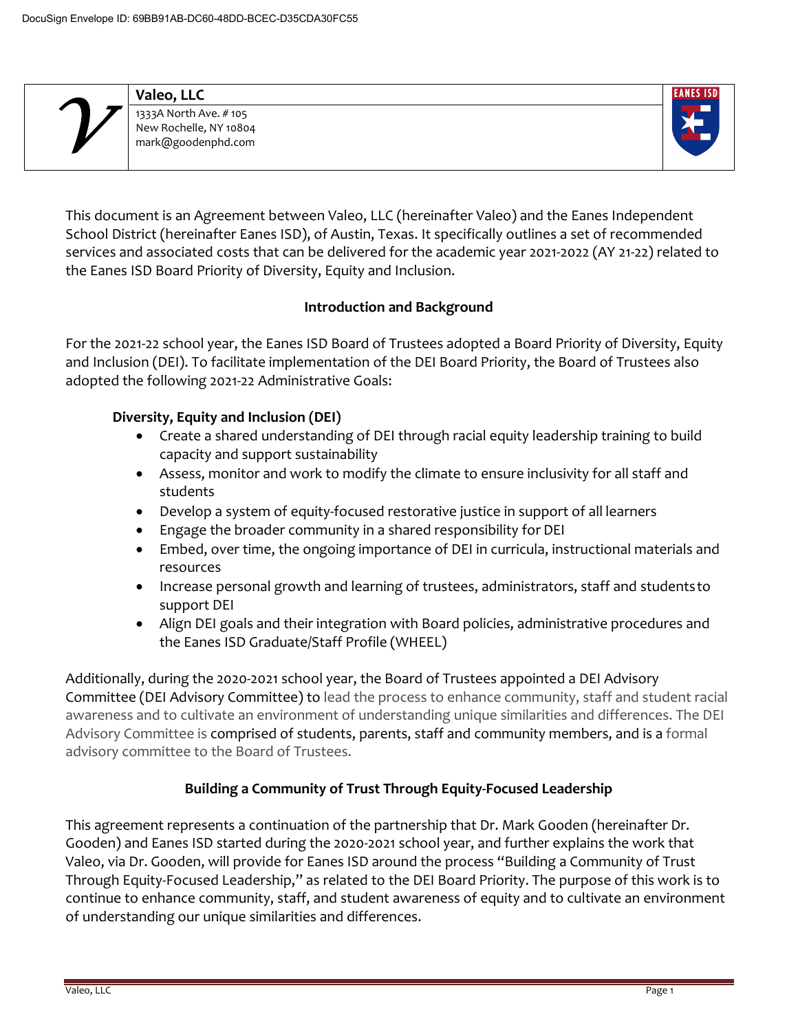DocuSign Envelope ID: 69BB91AB-DC60-48DD-BCEC-D35CDA30FC55

**Valeo, LLC**
1333A North Ave. # 105
New Rochelle, NY 10804
mark@goodenphd.com

This document is an Agreement between Valeo, LLC (hereinafter Valeo) and the Eanes Independent School District (hereinafter Eanes ISD), of Austin, Texas. It specifically outlines a set of recommended services and associated costs that can be delivered for the academic year 2021-2022 (AY 21-22) related to the Eanes ISD Board Priority of Diversity, Equity and Inclusion.

## Introduction and Background

For the 2021-22 school year, the Eanes ISD Board of Trustees adopted a Board Priority of Diversity, Equity and Inclusion (DEI). To facilitate implementation of the DEI Board Priority, the Board of Trustees also adopted the following 2021-22 Administrative Goals:

**Diversity, Equity and Inclusion (DEI)**

- Create a shared understanding of DEI through racial equity leadership training to build capacity and support sustainability
- Assess, monitor and work to modify the climate to ensure inclusivity for all staff and students
- Develop a system of equity-focused restorative justice in support of all learners
- Engage the broader community in a shared responsibility for DEI
- Embed, over time, the ongoing importance of DEI in curricula, instructional materials and resources
- Increase personal growth and learning of trustees, administrators, staff and students to support DEI
- Align DEI goals and their integration with Board policies, administrative procedures and the Eanes ISD Graduate/Staff Profile (WHEEL)

Additionally, during the 2020-2021 school year, the Board of Trustees appointed a DEI Advisory Committee (DEI Advisory Committee) to lead the process to enhance community, staff and student racial awareness and to cultivate an environment of understanding unique similarities and differences. The DEI Advisory Committee is comprised of students, parents, staff and community members, and is a formal advisory committee to the Board of Trustees.

## Building a Community of Trust Through Equity-Focused Leadership

This agreement represents a continuation of the partnership that Dr. Mark Gooden (hereinafter Dr. Gooden) and Eanes ISD started during the 2020-2021 school year, and further explains the work that Valeo, via Dr. Gooden, will provide for Eanes ISD around the process "Building a Community of Trust Through Equity-Focused Leadership," as related to the DEI Board Priority. The purpose of this work is to continue to enhance community, staff, and student awareness of equity and to cultivate an environment of understanding our unique similarities and differences.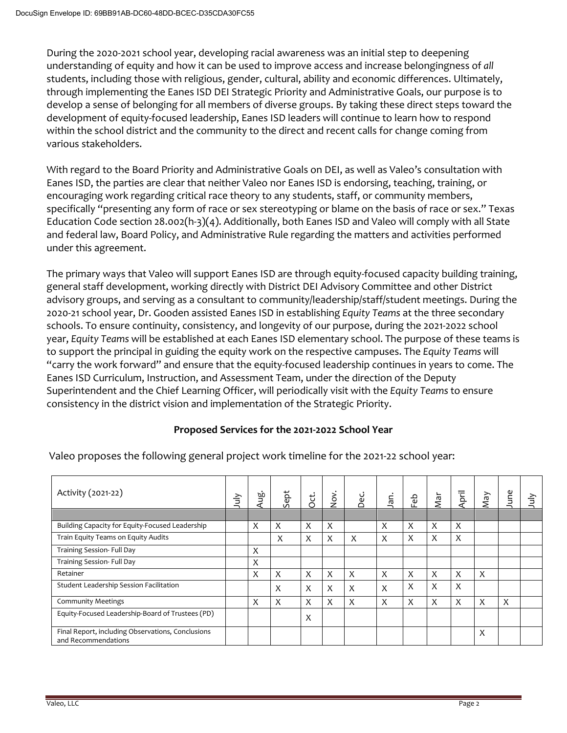During the 2020-2021 school year, developing racial awareness was an initial step to deepening understanding of equity and how it can be used to improve access and increase belongingness of *all* students, including those with religious, gender, cultural, ability and economic differences. Ultimately, through implementing the Eanes ISD DEI Strategic Priority and Administrative Goals, our purpose is to develop a sense of belonging for all members of diverse groups. By taking these direct steps toward the development of equity-focused leadership, Eanes ISD leaders will continue to learn how to respond within the school district and the community to the direct and recent calls for change coming from various stakeholders.

With regard to the Board Priority and Administrative Goals on DEI, as well as Valeo's consultation with Eanes ISD, the parties are clear that neither Valeo nor Eanes ISD is endorsing, teaching, training, or encouraging work regarding critical race theory to any students, staff, or community members, specifically "presenting any form of race or sex stereotyping or blame on the basis of race or sex." Texas Education Code section 28.002(h-3)(4). Additionally, both Eanes ISD and Valeo will comply with all State and federal law, Board Policy, and Administrative Rule regarding the matters and activities performed under this agreement.

The primary ways that Valeo will support Eanes ISD are through equity-focused capacity building training, general staff development, working directly with District DEI Advisory Committee and other District advisory groups, and serving as a consultant to community/leadership/staff/student meetings. During the 2020-21 school year, Dr. Gooden assisted Eanes ISD in establishing *Equity Teams* at the three secondary schools. To ensure continuity, consistency, and longevity of our purpose, during the 2021-2022 school year, *Equity Teams* will be established at each Eanes ISD elementary school. The purpose of these teams is to support the principal in guiding the equity work on the respective campuses. The *Equity Teams* will "carry the work forward" and ensure that the equity-focused leadership continues in years to come. The Eanes ISD Curriculum, Instruction, and Assessment Team, under the direction of the Deputy Superintendent and the Chief Learning Officer, will periodically visit with the *Equity Teams* to ensure consistency in the district vision and implementation of the Strategic Priority.

## Proposed Services for the 2021-2022 School Year

Valeo proposes the following general project work timeline for the 2021-22 school year:

| Activity (2021-22) | July | Aug. | Sept | Oct. | Nov. | Dec. | Jan. | Feb | Mar | April | May | June | July |
|---|---|---|---|---|---|---|---|---|---|---|---|---|---|
| | | | | | | | | | | | | | |
| Building Capacity for Equity-Focused Leadership | | X | X | X | X | | X | X | X | X | | | |
| Train Equity Teams on Equity Audits | | | X | X | X | X | X | X | X | X | | | |
| Training Session- Full Day | | X | | | | | | | | | | | |
| Training Session- Full Day | | X | | | | | | | | | | | |
| Retainer | | X | X | X | X | X | X | X | X | X | X | | |
| Student Leadership Session Facilitation | | | X | X | X | X | X | X | X | X | | | |
| Community Meetings | | X | X | X | X | X | X | X | X | X | X | X | |
| Equity-Focused Leadership-Board of Trustees (PD) | | | | X | | | | | | | | | |
| Final Report, including Observations, Conclusions and Recommendations | | | | | | | | | | | X | | |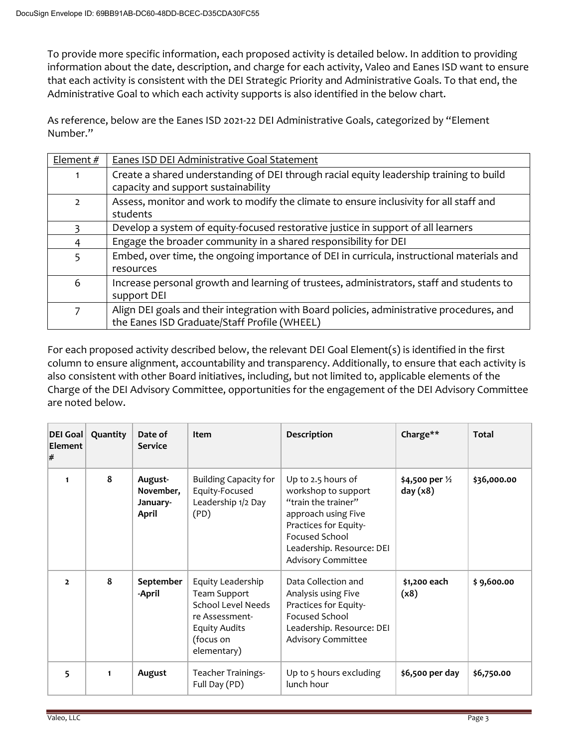To provide more specific information, each proposed activity is detailed below. In addition to providing information about the date, description, and charge for each activity, Valeo and Eanes ISD want to ensure that each activity is consistent with the DEI Strategic Priority and Administrative Goals. To that end, the Administrative Goal to which each activity supports is also identified in the below chart.

As reference, below are the Eanes ISD 2021-22 DEI Administrative Goals, categorized by "Element Number."

| Element # | Eanes ISD DEI Administrative Goal Statement |
| --- | --- |
| 1 | Create a shared understanding of DEI through racial equity leadership training to build capacity and support sustainability |
| 2 | Assess, monitor and work to modify the climate to ensure inclusivity for all staff and students |
| 3 | Develop a system of equity-focused restorative justice in support of all learners |
| 4 | Engage the broader community in a shared responsibility for DEI |
| 5 | Embed, over time, the ongoing importance of DEI in curricula, instructional materials and resources |
| 6 | Increase personal growth and learning of trustees, administrators, staff and students to support DEI |
| 7 | Align DEI goals and their integration with Board policies, administrative procedures, and the Eanes ISD Graduate/Staff Profile (WHEEL) |

For each proposed activity described below, the relevant DEI Goal Element(s) is identified in the first column to ensure alignment, accountability and transparency. Additionally, to ensure that each activity is also consistent with other Board initiatives, including, but not limited to, applicable elements of the Charge of the DEI Advisory Committee, opportunities for the engagement of the DEI Advisory Committee are noted below.

| DEI Goal Element # | Quantity | Date of Service | Item | Description | Charge** | Total |
| --- | --- | --- | --- | --- | --- | --- |
| **1** | **8** | **August-November, January-April** | Building Capacity for Equity-Focused Leadership 1/2 Day (PD) | Up to 2.5 hours of workshop to support "train the trainer" approach using Five Practices for Equity-Focused School Leadership. Resource: DEI Advisory Committee | **$4,500 per ½ day (x8)** | **$36,000.00** |
| **2** | **8** | **September-April** | Equity Leadership Team Support School Level Needs re Assessment-Equity Audits (focus on elementary) | Data Collection and Analysis using Five Practices for Equity-Focused School Leadership. Resource: DEI Advisory Committee | **$1,200 each (x8)** | **$ 9,600.00** |
| **5** | **1** | **August** | Teacher Trainings-Full Day (PD) | Up to 5 hours excluding lunch hour | **$6,500 per day** | **$6,750.00** |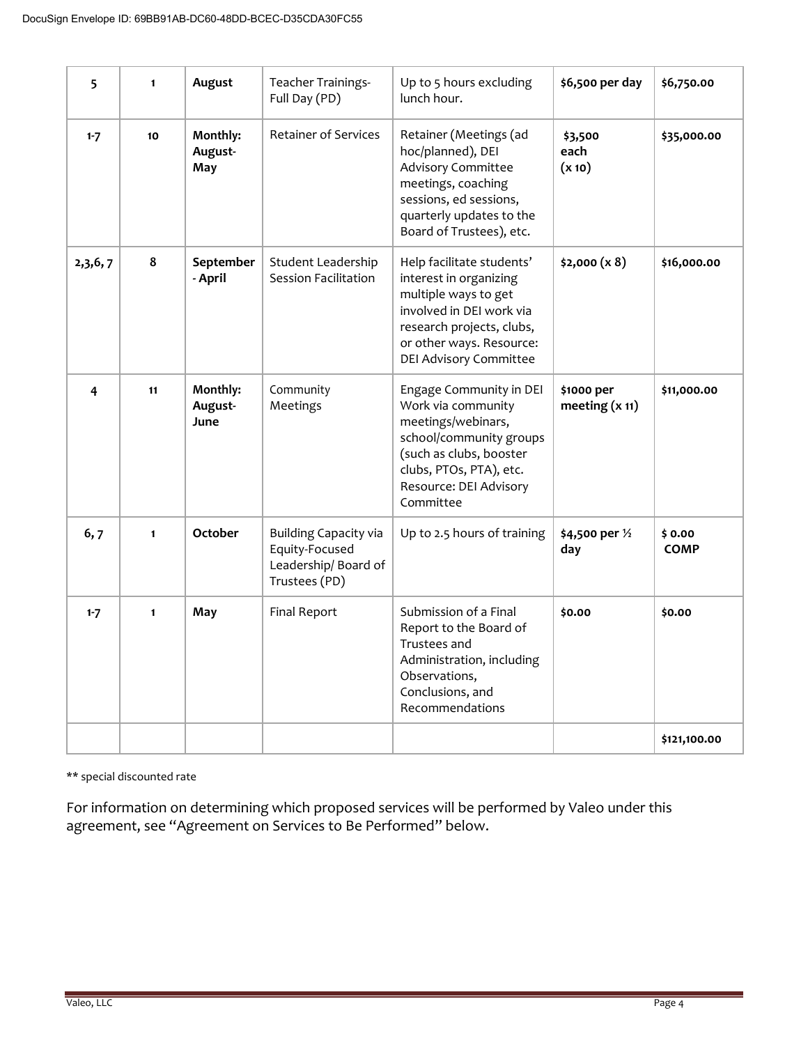| | | | | | | |
|---|---|---|---|---|---|---|
| 5 | 1 | **August** | Teacher Trainings- Full Day (PD) | Up to 5 hours excluding lunch hour. | **$6,500 per day** | **$6,750.00** |
| 1-7 | 10 | **Monthly: August-May** | Retainer of Services | Retainer (Meetings (ad hoc/planned), DEI Advisory Committee meetings, coaching sessions, ed sessions, quarterly updates to the Board of Trustees), etc. | **$3,500 each (x 10)** | **$35,000.00** |
| 2,3,6, 7 | 8 | **September - April** | Student Leadership Session Facilitation | Help facilitate students' interest in organizing multiple ways to get involved in DEI work via research projects, clubs, or other ways. Resource: DEI Advisory Committee | **$2,000 (x 8)** | **$16,000.00** |
| 4 | 11 | **Monthly: August-June** | Community Meetings | Engage Community in DEI Work via community meetings/webinars, school/community groups (such as clubs, booster clubs, PTOs, PTA), etc. Resource: DEI Advisory Committee | **$1000 per meeting (x 11)** | **$11,000.00** |
| 6, 7 | 1 | **October** | Building Capacity via Equity-Focused Leadership/ Board of Trustees (PD) | Up to 2.5 hours of training | **$4,500 per ½ day** | **$ 0.00 COMP** |
| 1-7 | 1 | **May** | Final Report | Submission of a Final Report to the Board of Trustees and Administration, including Observations, Conclusions, and Recommendations | **$0.00** | **$0.00** |
| | | | | | | **$121,100.00** |

** special discounted rate

For information on determining which proposed services will be performed by Valeo under this agreement, see "Agreement on Services to Be Performed" below.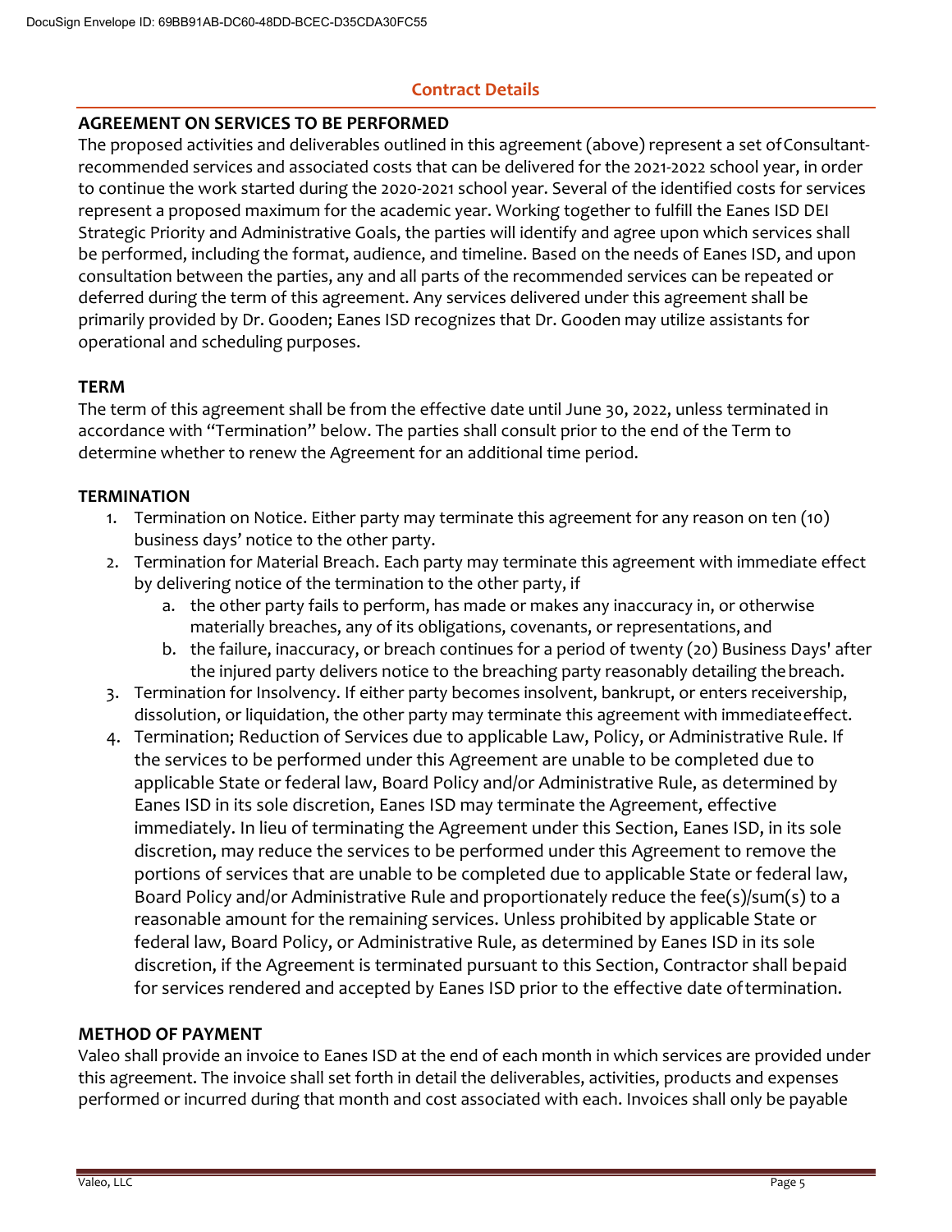## Contract Details

### AGREEMENT ON SERVICES TO BE PERFORMED

The proposed activities and deliverables outlined in this agreement (above) represent a set of Consultant-recommended services and associated costs that can be delivered for the 2021-2022 school year, in order to continue the work started during the 2020-2021 school year. Several of the identified costs for services represent a proposed maximum for the academic year. Working together to fulfill the Eanes ISD DEI Strategic Priority and Administrative Goals, the parties will identify and agree upon which services shall be performed, including the format, audience, and timeline. Based on the needs of Eanes ISD, and upon consultation between the parties, any and all parts of the recommended services can be repeated or deferred during the term of this agreement. Any services delivered under this agreement shall be primarily provided by Dr. Gooden; Eanes ISD recognizes that Dr. Gooden may utilize assistants for operational and scheduling purposes.

### TERM

The term of this agreement shall be from the effective date until June 30, 2022, unless terminated in accordance with "Termination" below. The parties shall consult prior to the end of the Term to determine whether to renew the Agreement for an additional time period.

### TERMINATION

1. Termination on Notice. Either party may terminate this agreement for any reason on ten (10) business days' notice to the other party.
2. Termination for Material Breach. Each party may terminate this agreement with immediate effect by delivering notice of the termination to the other party, if
   a. the other party fails to perform, has made or makes any inaccuracy in, or otherwise materially breaches, any of its obligations, covenants, or representations, and
   b. the failure, inaccuracy, or breach continues for a period of twenty (20) Business Days' after the injured party delivers notice to the breaching party reasonably detailing the breach.
3. Termination for Insolvency. If either party becomes insolvent, bankrupt, or enters receivership, dissolution, or liquidation, the other party may terminate this agreement with immediate effect.
4. Termination; Reduction of Services due to applicable Law, Policy, or Administrative Rule. If the services to be performed under this Agreement are unable to be completed due to applicable State or federal law, Board Policy and/or Administrative Rule, as determined by Eanes ISD in its sole discretion, Eanes ISD may terminate the Agreement, effective immediately. In lieu of terminating the Agreement under this Section, Eanes ISD, in its sole discretion, may reduce the services to be performed under this Agreement to remove the portions of services that are unable to be completed due to applicable State or federal law, Board Policy and/or Administrative Rule and proportionately reduce the fee(s)/sum(s) to a reasonable amount for the remaining services. Unless prohibited by applicable State or federal law, Board Policy, or Administrative Rule, as determined by Eanes ISD in its sole discretion, if the Agreement is terminated pursuant to this Section, Contractor shall be paid for services rendered and accepted by Eanes ISD prior to the effective date of termination.

### METHOD OF PAYMENT

Valeo shall provide an invoice to Eanes ISD at the end of each month in which services are provided under this agreement. The invoice shall set forth in detail the deliverables, activities, products and expenses performed or incurred during that month and cost associated with each. Invoices shall only be payable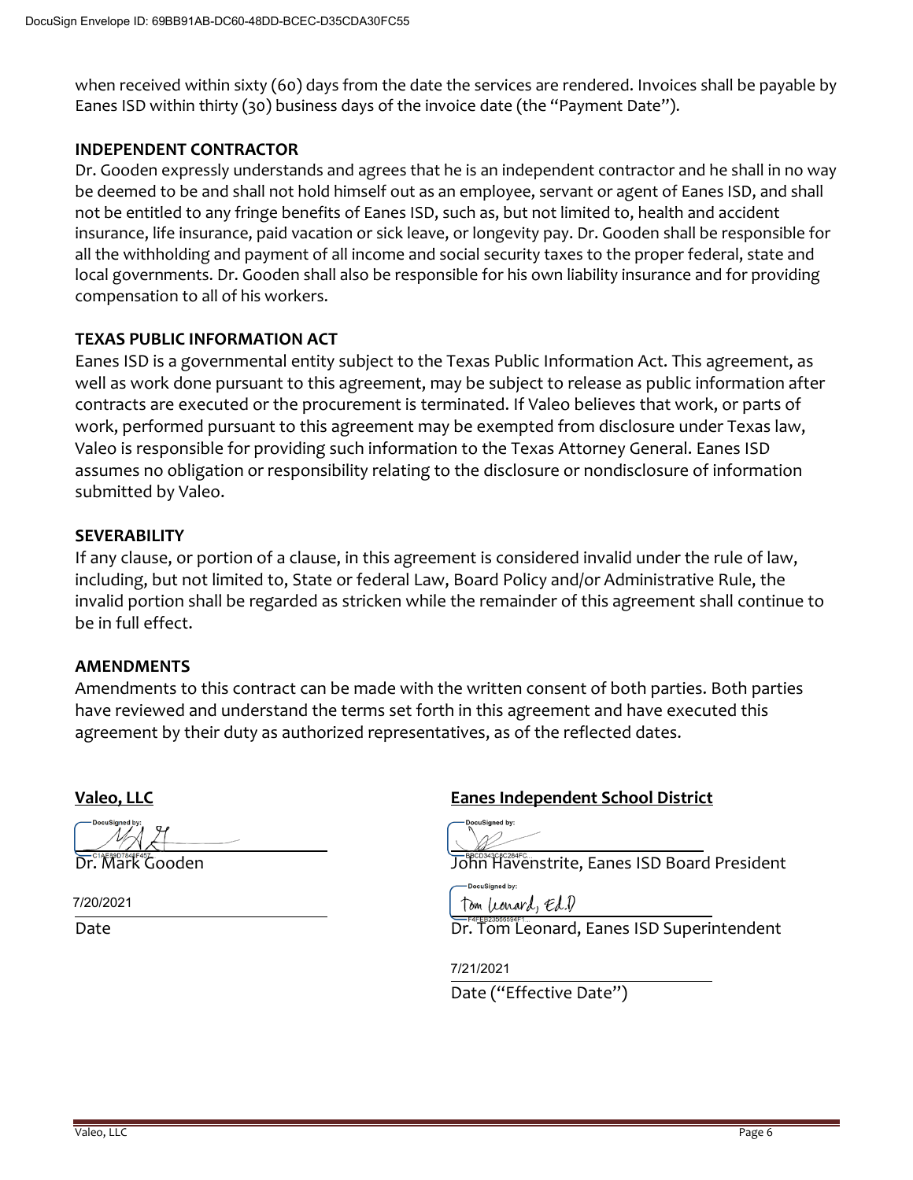when received within sixty (60) days from the date the services are rendered. Invoices shall be payable by Eanes ISD within thirty (30) business days of the invoice date (the "Payment Date").

## INDEPENDENT CONTRACTOR

Dr. Gooden expressly understands and agrees that he is an independent contractor and he shall in no way be deemed to be and shall not hold himself out as an employee, servant or agent of Eanes ISD, and shall not be entitled to any fringe benefits of Eanes ISD, such as, but not limited to, health and accident insurance, life insurance, paid vacation or sick leave, or longevity pay. Dr. Gooden shall be responsible for all the withholding and payment of all income and social security taxes to the proper federal, state and local governments. Dr. Gooden shall also be responsible for his own liability insurance and for providing compensation to all of his workers.

## TEXAS PUBLIC INFORMATION ACT

Eanes ISD is a governmental entity subject to the Texas Public Information Act. This agreement, as well as work done pursuant to this agreement, may be subject to release as public information after contracts are executed or the procurement is terminated. If Valeo believes that work, or parts of work, performed pursuant to this agreement may be exempted from disclosure under Texas law, Valeo is responsible for providing such information to the Texas Attorney General. Eanes ISD assumes no obligation or responsibility relating to the disclosure or nondisclosure of information submitted by Valeo.

## SEVERABILITY

If any clause, or portion of a clause, in this agreement is considered invalid under the rule of law, including, but not limited to, State or federal Law, Board Policy and/or Administrative Rule, the invalid portion shall be regarded as stricken while the remainder of this agreement shall continue to be in full effect.

## AMENDMENTS

Amendments to this contract can be made with the written consent of both parties. Both parties have reviewed and understand the terms set forth in this agreement and have executed this agreement by their duty as authorized representatives, as of the reflected dates.

**Valeo, LLC**

DocuSigned by:
C1AE89D7840F457...
Dr. Mark Gooden

7/20/2021
Date

**Eanes Independent School District**

DocuSigned by:
BBCD343C8C264FC...
John Havenstrite, Eanes ISD Board President

DocuSigned by:
Tom Leonard, Ed.D
F4FEB23066594F1...
Dr. Tom Leonard, Eanes ISD Superintendent

7/21/2021
Date ("Effective Date")